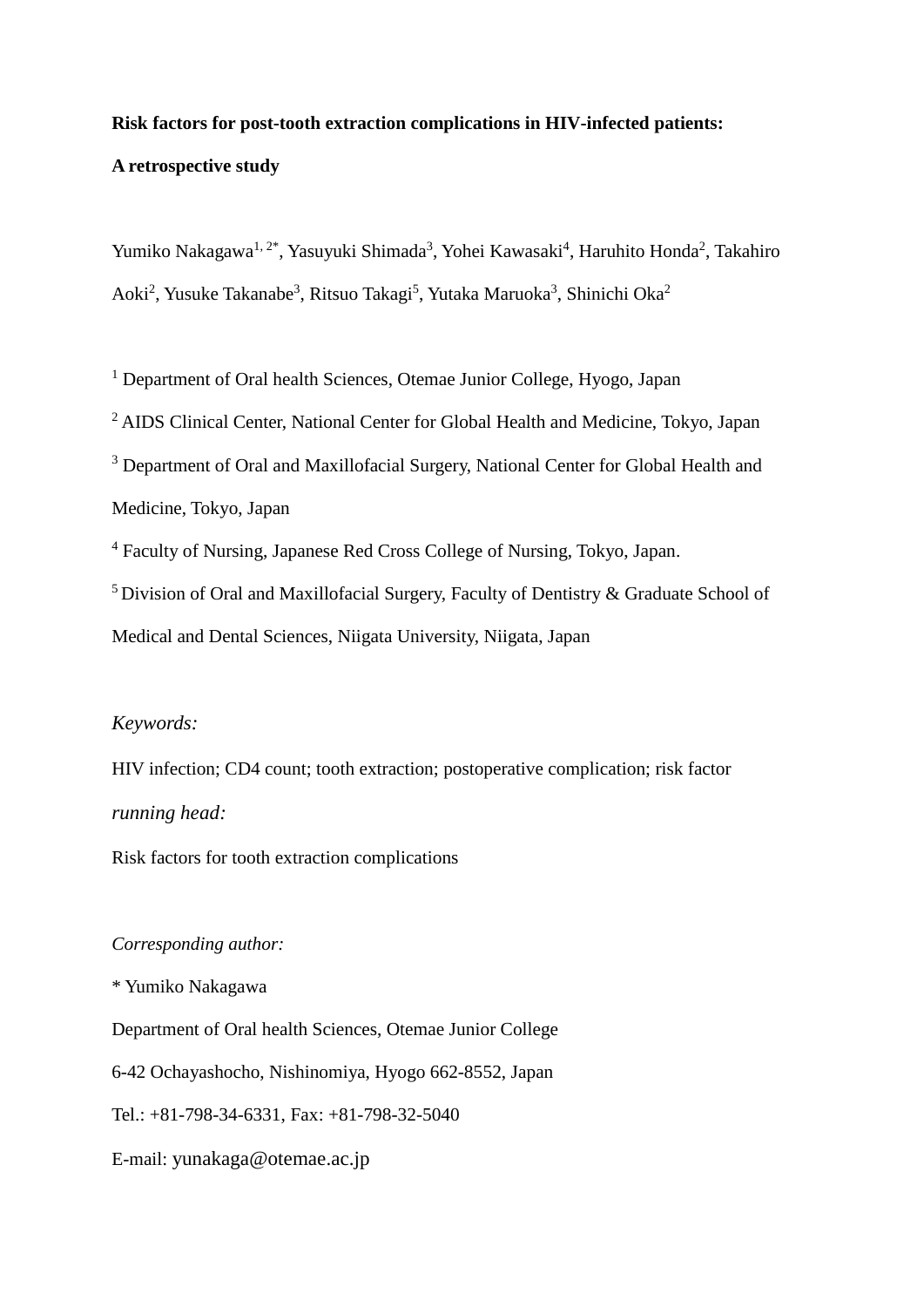# Risk factors for post-tooth extraction complications in HIV-infected patients: A retrospective study

Yumiko Nakagawa[1, 2*], Yasuyuki Shimada[3], Yohei Kawasaki[4], Haruhito Honda[2], Takahiro Aoki[2], Yusuke Takanabe[3], Ritsuo Takagi[5], Yutaka Maruoka[3], Shinichi Oka[2]

[1] Department of Oral health Sciences, Otemae Junior College, Hyogo, Japan

[2] AIDS Clinical Center, National Center for Global Health and Medicine, Tokyo, Japan

[3] Department of Oral and Maxillofacial Surgery, National Center for Global Health and Medicine, Tokyo, Japan

[4] Faculty of Nursing, Japanese Red Cross College of Nursing, Tokyo, Japan.

[5] Division of Oral and Maxillofacial Surgery, Faculty of Dentistry & Graduate School of Medical and Dental Sciences, Niigata University, Niigata, Japan

*Keywords:*

HIV infection; CD4 count; tooth extraction; postoperative complication; risk factor

*running head:*

Risk factors for tooth extraction complications

*Corresponding author:*

* Yumiko Nakagawa

Department of Oral health Sciences, Otemae Junior College

6-42 Ochayashocho, Nishinomiya, Hyogo 662-8552, Japan

Tel.: +81-798-34-6331, Fax: +81-798-32-5040

E-mail: yunakaga@otemae.ac.jp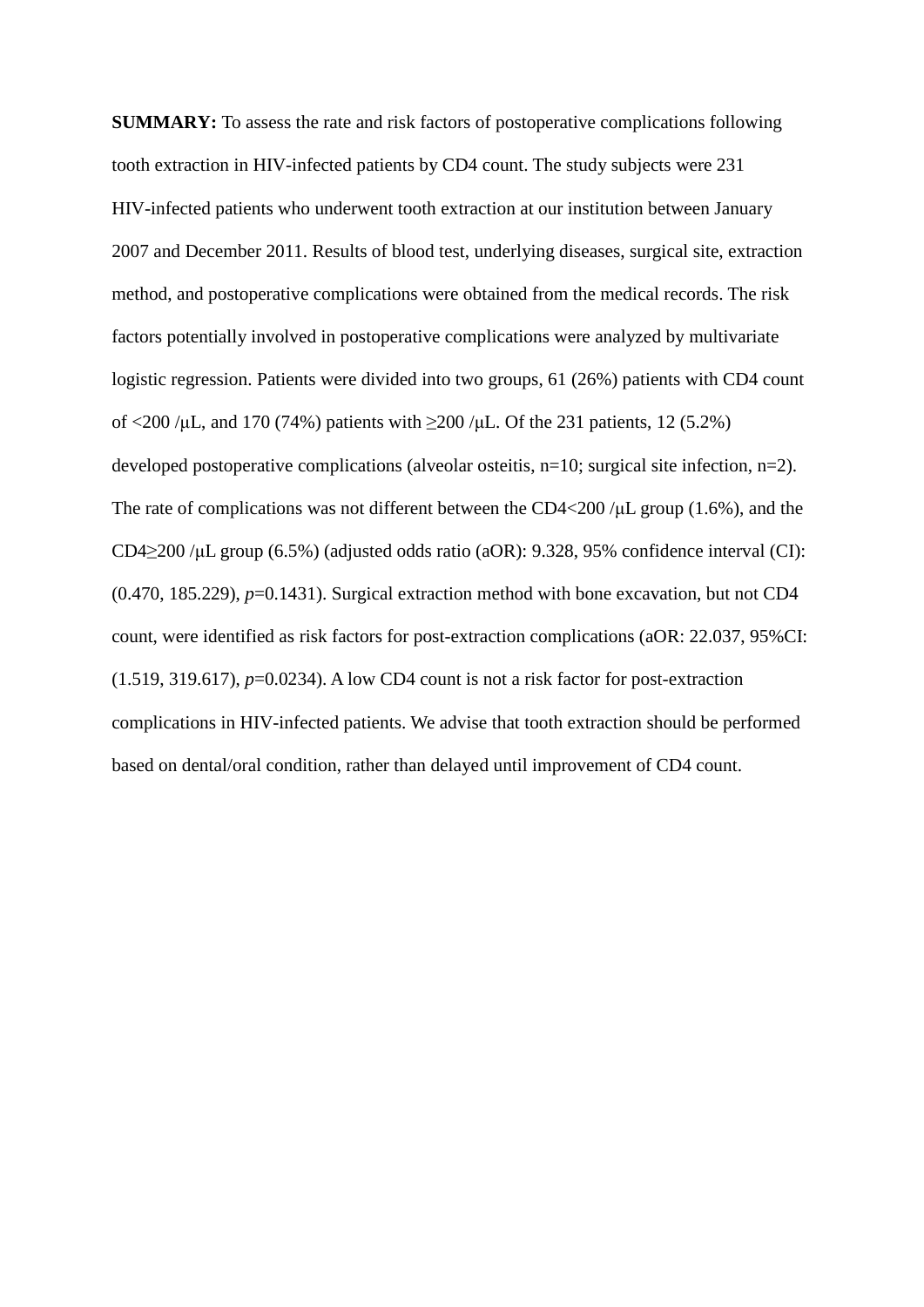**SUMMARY:** To assess the rate and risk factors of postoperative complications following tooth extraction in HIV-infected patients by CD4 count. The study subjects were 231 HIV-infected patients who underwent tooth extraction at our institution between January 2007 and December 2011. Results of blood test, underlying diseases, surgical site, extraction method, and postoperative complications were obtained from the medical records. The risk factors potentially involved in postoperative complications were analyzed by multivariate logistic regression. Patients were divided into two groups, 61 (26%) patients with CD4 count of <200 /μL, and 170 (74%) patients with ≥200 /μL. Of the 231 patients, 12 (5.2%) developed postoperative complications (alveolar osteitis, n=10; surgical site infection, n=2). The rate of complications was not different between the CD4<200 /μL group (1.6%), and the CD4≥200 /μL group (6.5%) (adjusted odds ratio (aOR): 9.328, 95% confidence interval (CI): (0.470, 185.229), $p$=0.1431). Surgical extraction method with bone excavation, but not CD4 count, were identified as risk factors for post-extraction complications (aOR: 22.037, 95%CI: (1.519, 319.617), $p$=0.0234). A low CD4 count is not a risk factor for post-extraction complications in HIV-infected patients. We advise that tooth extraction should be performed based on dental/oral condition, rather than delayed until improvement of CD4 count.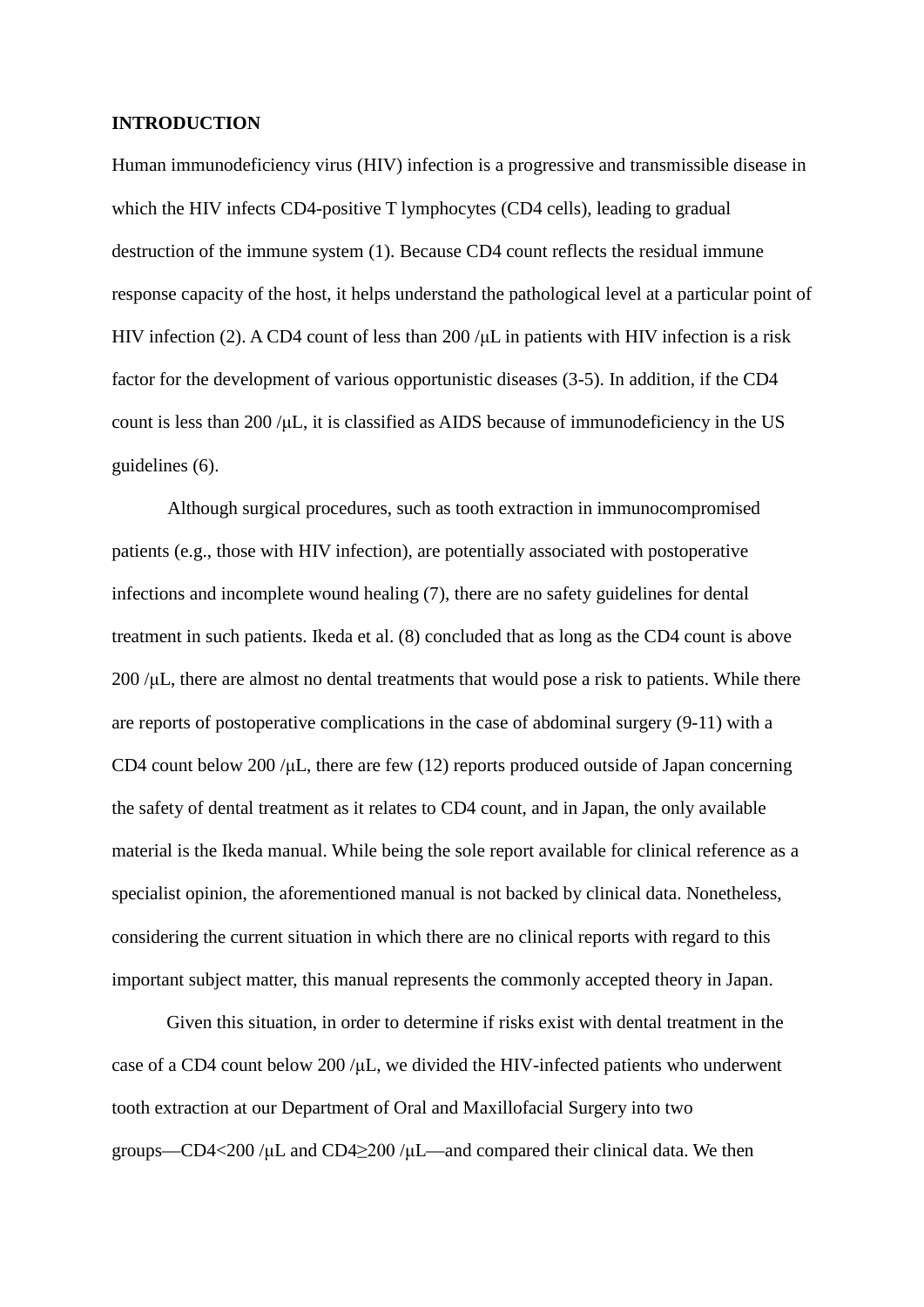**INTRODUCTION**

Human immunodeficiency virus (HIV) infection is a progressive and transmissible disease in which the HIV infects CD4-positive T lymphocytes (CD4 cells), leading to gradual destruction of the immune system (1). Because CD4 count reflects the residual immune response capacity of the host, it helps understand the pathological level at a particular point of HIV infection (2). A CD4 count of less than 200 /μL in patients with HIV infection is a risk factor for the development of various opportunistic diseases (3-5). In addition, if the CD4 count is less than 200 /μL, it is classified as AIDS because of immunodeficiency in the US guidelines (6).

Although surgical procedures, such as tooth extraction in immunocompromised patients (e.g., those with HIV infection), are potentially associated with postoperative infections and incomplete wound healing (7), there are no safety guidelines for dental treatment in such patients. Ikeda et al. (8) concluded that as long as the CD4 count is above 200 /μL, there are almost no dental treatments that would pose a risk to patients. While there are reports of postoperative complications in the case of abdominal surgery (9-11) with a CD4 count below 200 /μL, there are few (12) reports produced outside of Japan concerning the safety of dental treatment as it relates to CD4 count, and in Japan, the only available material is the Ikeda manual. While being the sole report available for clinical reference as a specialist opinion, the aforementioned manual is not backed by clinical data. Nonetheless, considering the current situation in which there are no clinical reports with regard to this important subject matter, this manual represents the commonly accepted theory in Japan.

Given this situation, in order to determine if risks exist with dental treatment in the case of a CD4 count below 200 /μL, we divided the HIV-infected patients who underwent tooth extraction at our Department of Oral and Maxillofacial Surgery into two groups—CD4<200 /μL and CD4≥200 /μL—and compared their clinical data. We then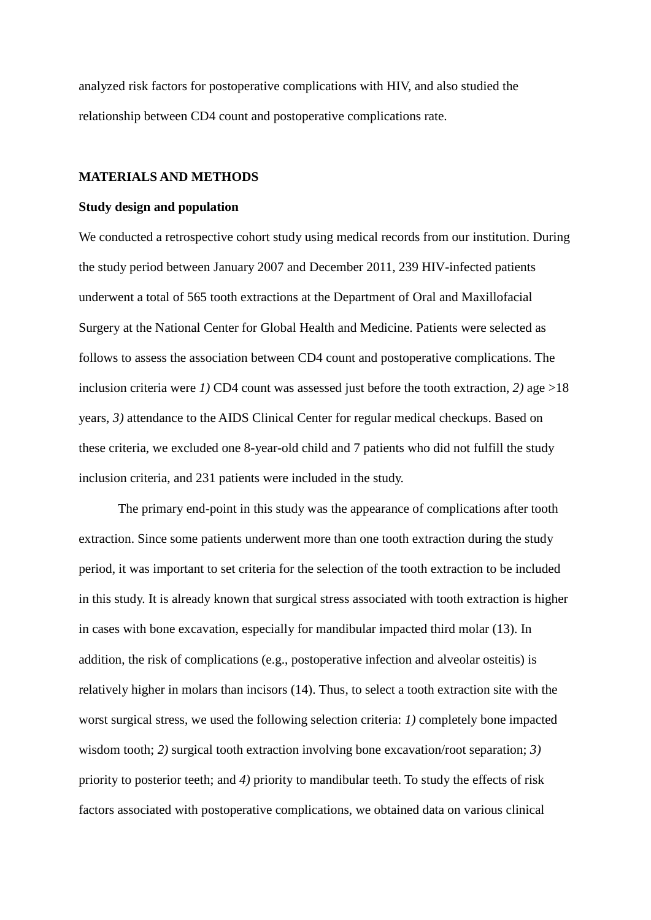analyzed risk factors for postoperative complications with HIV, and also studied the relationship between CD4 count and postoperative complications rate.

## MATERIALS AND METHODS

### Study design and population

We conducted a retrospective cohort study using medical records from our institution. During the study period between January 2007 and December 2011, 239 HIV-infected patients underwent a total of 565 tooth extractions at the Department of Oral and Maxillofacial Surgery at the National Center for Global Health and Medicine. Patients were selected as follows to assess the association between CD4 count and postoperative complications. The inclusion criteria were *1)* CD4 count was assessed just before the tooth extraction, *2)* age >18 years, *3)* attendance to the AIDS Clinical Center for regular medical checkups. Based on these criteria, we excluded one 8-year-old child and 7 patients who did not fulfill the study inclusion criteria, and 231 patients were included in the study.

The primary end-point in this study was the appearance of complications after tooth extraction. Since some patients underwent more than one tooth extraction during the study period, it was important to set criteria for the selection of the tooth extraction to be included in this study. It is already known that surgical stress associated with tooth extraction is higher in cases with bone excavation, especially for mandibular impacted third molar (13). In addition, the risk of complications (e.g., postoperative infection and alveolar osteitis) is relatively higher in molars than incisors (14). Thus, to select a tooth extraction site with the worst surgical stress, we used the following selection criteria: *1)* completely bone impacted wisdom tooth; *2)* surgical tooth extraction involving bone excavation/root separation; *3)* priority to posterior teeth; and *4)* priority to mandibular teeth. To study the effects of risk factors associated with postoperative complications, we obtained data on various clinical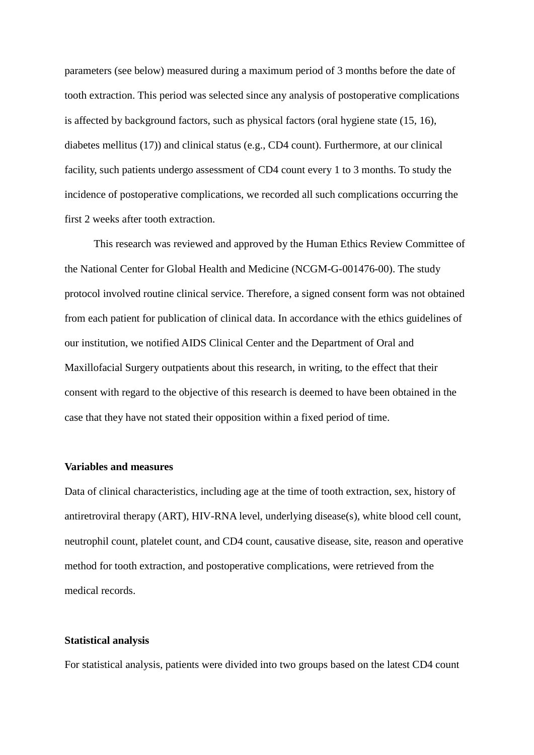parameters (see below) measured during a maximum period of 3 months before the date of tooth extraction. This period was selected since any analysis of postoperative complications is affected by background factors, such as physical factors (oral hygiene state (15, 16), diabetes mellitus (17)) and clinical status (e.g., CD4 count). Furthermore, at our clinical facility, such patients undergo assessment of CD4 count every 1 to 3 months. To study the incidence of postoperative complications, we recorded all such complications occurring the first 2 weeks after tooth extraction.

This research was reviewed and approved by the Human Ethics Review Committee of the National Center for Global Health and Medicine (NCGM-G-001476-00). The study protocol involved routine clinical service. Therefore, a signed consent form was not obtained from each patient for publication of clinical data. In accordance with the ethics guidelines of our institution, we notified AIDS Clinical Center and the Department of Oral and Maxillofacial Surgery outpatients about this research, in writing, to the effect that their consent with regard to the objective of this research is deemed to have been obtained in the case that they have not stated their opposition within a fixed period of time.

### Variables and measures

Data of clinical characteristics, including age at the time of tooth extraction, sex, history of antiretroviral therapy (ART), HIV-RNA level, underlying disease(s), white blood cell count, neutrophil count, platelet count, and CD4 count, causative disease, site, reason and operative method for tooth extraction, and postoperative complications, were retrieved from the medical records.

### Statistical analysis

For statistical analysis, patients were divided into two groups based on the latest CD4 count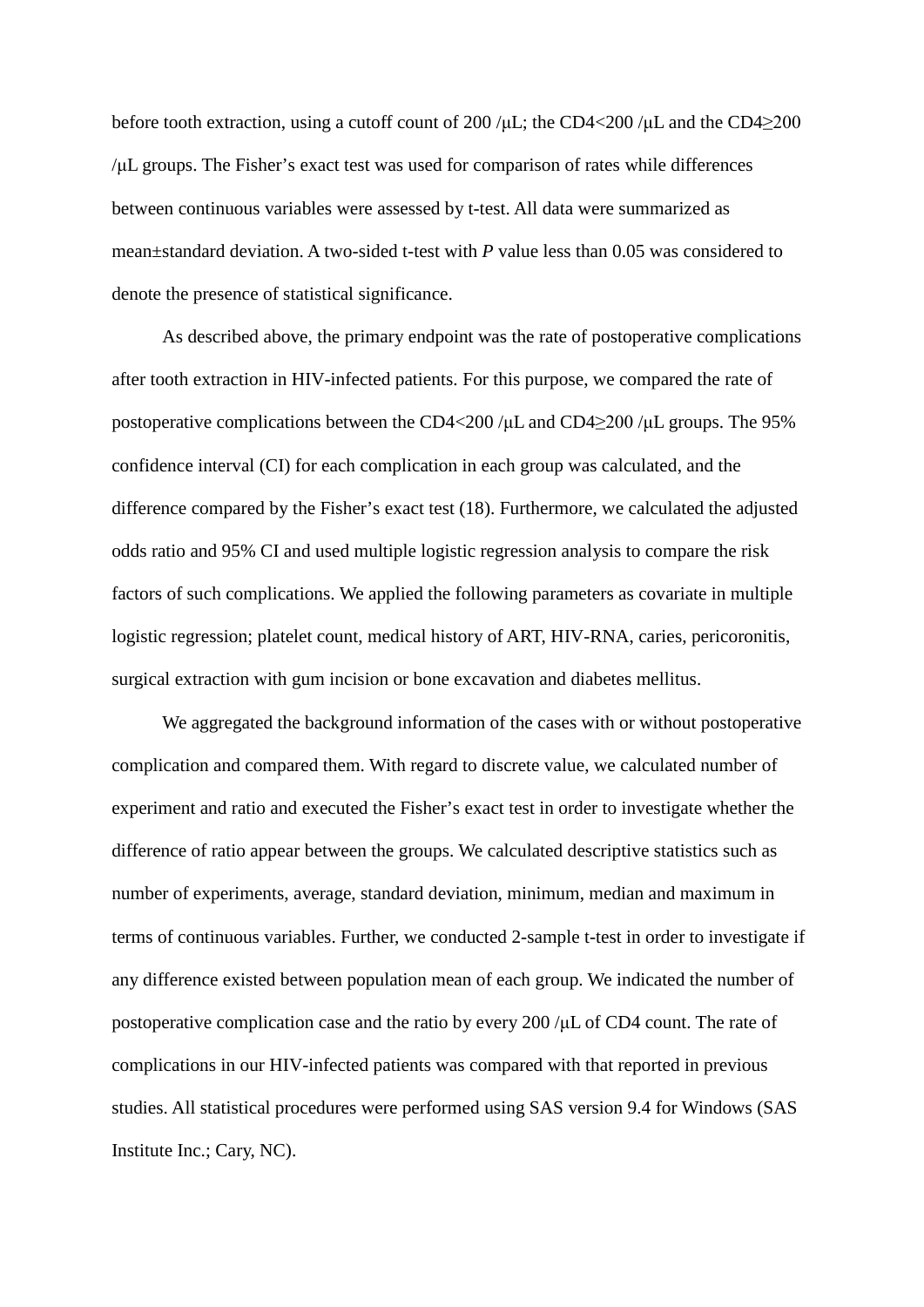before tooth extraction, using a cutoff count of 200 /μL; the CD4<200 /μL and the CD4≥200 /μL groups. The Fisher's exact test was used for comparison of rates while differences between continuous variables were assessed by t-test. All data were summarized as mean±standard deviation. A two-sided t-test with *P* value less than 0.05 was considered to denote the presence of statistical significance.

As described above, the primary endpoint was the rate of postoperative complications after tooth extraction in HIV-infected patients. For this purpose, we compared the rate of postoperative complications between the CD4<200 /μL and CD4≥200 /μL groups. The 95% confidence interval (CI) for each complication in each group was calculated, and the difference compared by the Fisher's exact test (18). Furthermore, we calculated the adjusted odds ratio and 95% CI and used multiple logistic regression analysis to compare the risk factors of such complications. We applied the following parameters as covariate in multiple logistic regression; platelet count, medical history of ART, HIV-RNA, caries, pericoronitis, surgical extraction with gum incision or bone excavation and diabetes mellitus.

We aggregated the background information of the cases with or without postoperative complication and compared them. With regard to discrete value, we calculated number of experiment and ratio and executed the Fisher's exact test in order to investigate whether the difference of ratio appear between the groups. We calculated descriptive statistics such as number of experiments, average, standard deviation, minimum, median and maximum in terms of continuous variables. Further, we conducted 2-sample t-test in order to investigate if any difference existed between population mean of each group. We indicated the number of postoperative complication case and the ratio by every 200 /μL of CD4 count. The rate of complications in our HIV-infected patients was compared with that reported in previous studies. All statistical procedures were performed using SAS version 9.4 for Windows (SAS Institute Inc.; Cary, NC).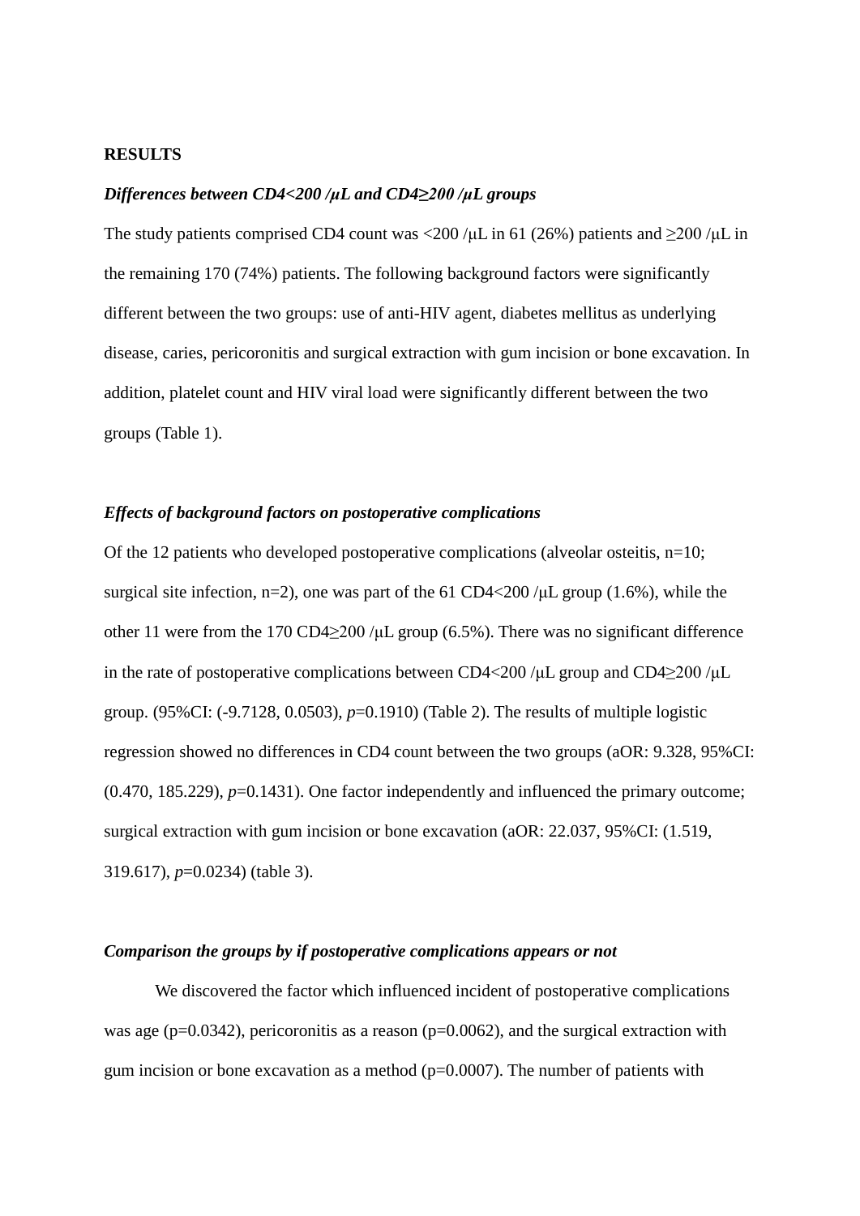**RESULTS**

***Differences between CD4<200 /μL and CD4≥200 /μL groups***

The study patients comprised CD4 count was <200 /μL in 61 (26%) patients and ≥200 /μL in the remaining 170 (74%) patients. The following background factors were significantly different between the two groups: use of anti-HIV agent, diabetes mellitus as underlying disease, caries, pericoronitis and surgical extraction with gum incision or bone excavation. In addition, platelet count and HIV viral load were significantly different between the two groups (Table 1).

***Effects of background factors on postoperative complications***

Of the 12 patients who developed postoperative complications (alveolar osteitis, n=10; surgical site infection, n=2), one was part of the 61 CD4<200 /μL group (1.6%), while the other 11 were from the 170 CD4≥200 /μL group (6.5%). There was no significant difference in the rate of postoperative complications between CD4<200 /μL group and CD4≥200 /μL group. (95%CI: (-9.7128, 0.0503), *p*=0.1910) (Table 2). The results of multiple logistic regression showed no differences in CD4 count between the two groups (aOR: 9.328, 95%CI: (0.470, 185.229), *p*=0.1431). One factor independently and influenced the primary outcome; surgical extraction with gum incision or bone excavation (aOR: 22.037, 95%CI: (1.519, 319.617), *p*=0.0234) (table 3).

***Comparison the groups by if postoperative complications appears or not***

We discovered the factor which influenced incident of postoperative complications was age (p=0.0342), pericoronitis as a reason (p=0.0062), and the surgical extraction with gum incision or bone excavation as a method (p=0.0007). The number of patients with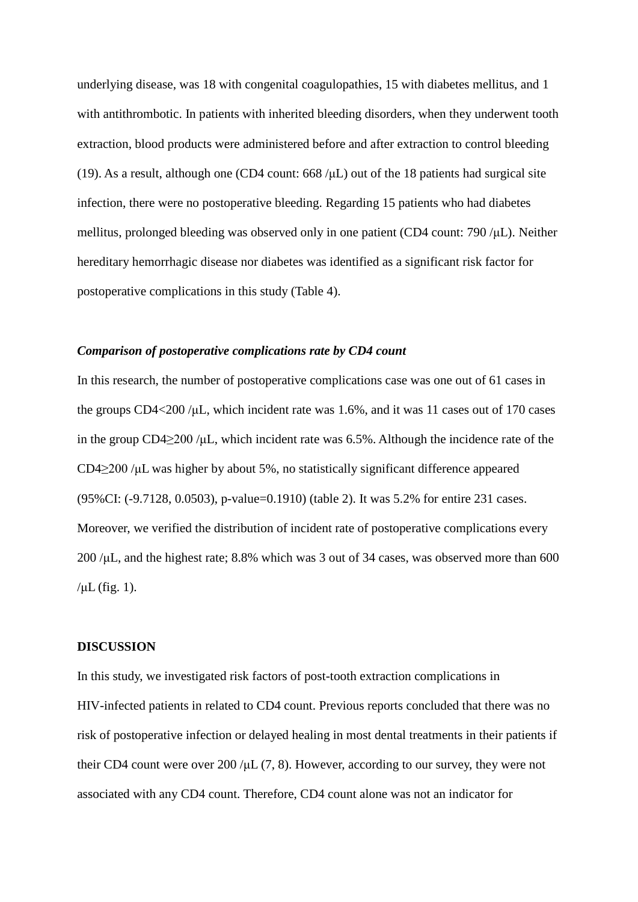underlying disease, was 18 with congenital coagulopathies, 15 with diabetes mellitus, and 1 with antithrombotic. In patients with inherited bleeding disorders, when they underwent tooth extraction, blood products were administered before and after extraction to control bleeding (19). As a result, although one (CD4 count: 668 /μL) out of the 18 patients had surgical site infection, there were no postoperative bleeding. Regarding 15 patients who had diabetes mellitus, prolonged bleeding was observed only in one patient (CD4 count: 790 /μL). Neither hereditary hemorrhagic disease nor diabetes was identified as a significant risk factor for postoperative complications in this study (Table 4).

### *Comparison of postoperative complications rate by CD4 count*

In this research, the number of postoperative complications case was one out of 61 cases in the groups CD4<200 /μL, which incident rate was 1.6%, and it was 11 cases out of 170 cases in the group CD4≥200 /μL, which incident rate was 6.5%. Although the incidence rate of the CD4≥200 /μL was higher by about 5%, no statistically significant difference appeared (95%CI: (-9.7128, 0.0503), p-value=0.1910) (table 2). It was 5.2% for entire 231 cases. Moreover, we verified the distribution of incident rate of postoperative complications every 200 /μL, and the highest rate; 8.8% which was 3 out of 34 cases, was observed more than 600 /μL (fig. 1).

## DISCUSSION

In this study, we investigated risk factors of post-tooth extraction complications in HIV-infected patients in related to CD4 count. Previous reports concluded that there was no risk of postoperative infection or delayed healing in most dental treatments in their patients if their CD4 count were over 200 /μL (7, 8). However, according to our survey, they were not associated with any CD4 count. Therefore, CD4 count alone was not an indicator for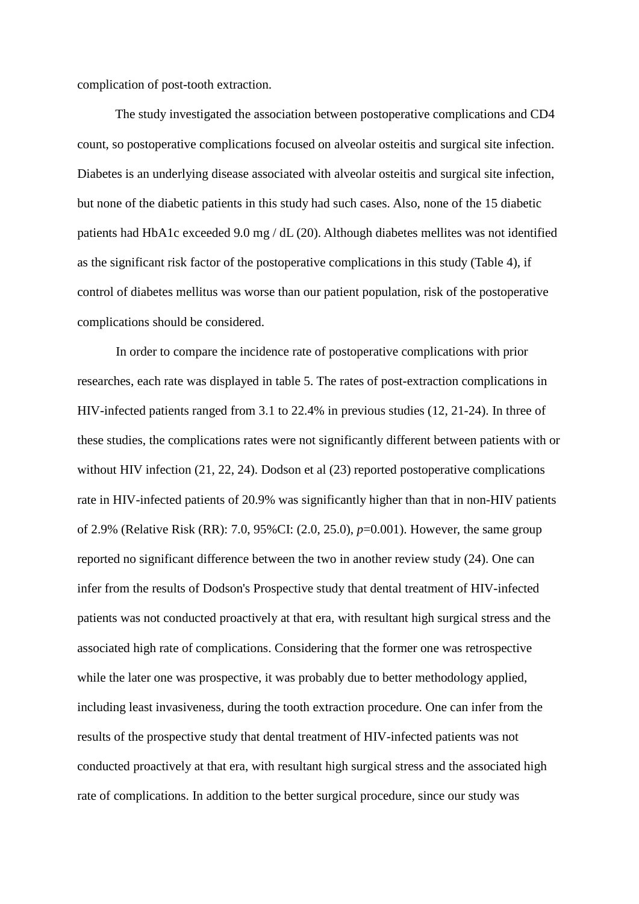complication of post-tooth extraction.

The study investigated the association between postoperative complications and CD4 count, so postoperative complications focused on alveolar osteitis and surgical site infection. Diabetes is an underlying disease associated with alveolar osteitis and surgical site infection, but none of the diabetic patients in this study had such cases. Also, none of the 15 diabetic patients had HbA1c exceeded 9.0 mg / dL (20). Although diabetes mellites was not identified as the significant risk factor of the postoperative complications in this study (Table 4), if control of diabetes mellitus was worse than our patient population, risk of the postoperative complications should be considered.

In order to compare the incidence rate of postoperative complications with prior researches, each rate was displayed in table 5. The rates of post-extraction complications in HIV-infected patients ranged from 3.1 to 22.4% in previous studies (12, 21-24). In three of these studies, the complications rates were not significantly different between patients with or without HIV infection (21, 22, 24). Dodson et al (23) reported postoperative complications rate in HIV-infected patients of 20.9% was significantly higher than that in non-HIV patients of 2.9% (Relative Risk (RR): 7.0, 95%CI: (2.0, 25.0), *p*=0.001). However, the same group reported no significant difference between the two in another review study (24). One can infer from the results of Dodson's Prospective study that dental treatment of HIV-infected patients was not conducted proactively at that era, with resultant high surgical stress and the associated high rate of complications. Considering that the former one was retrospective while the later one was prospective, it was probably due to better methodology applied, including least invasiveness, during the tooth extraction procedure. One can infer from the results of the prospective study that dental treatment of HIV-infected patients was not conducted proactively at that era, with resultant high surgical stress and the associated high rate of complications. In addition to the better surgical procedure, since our study was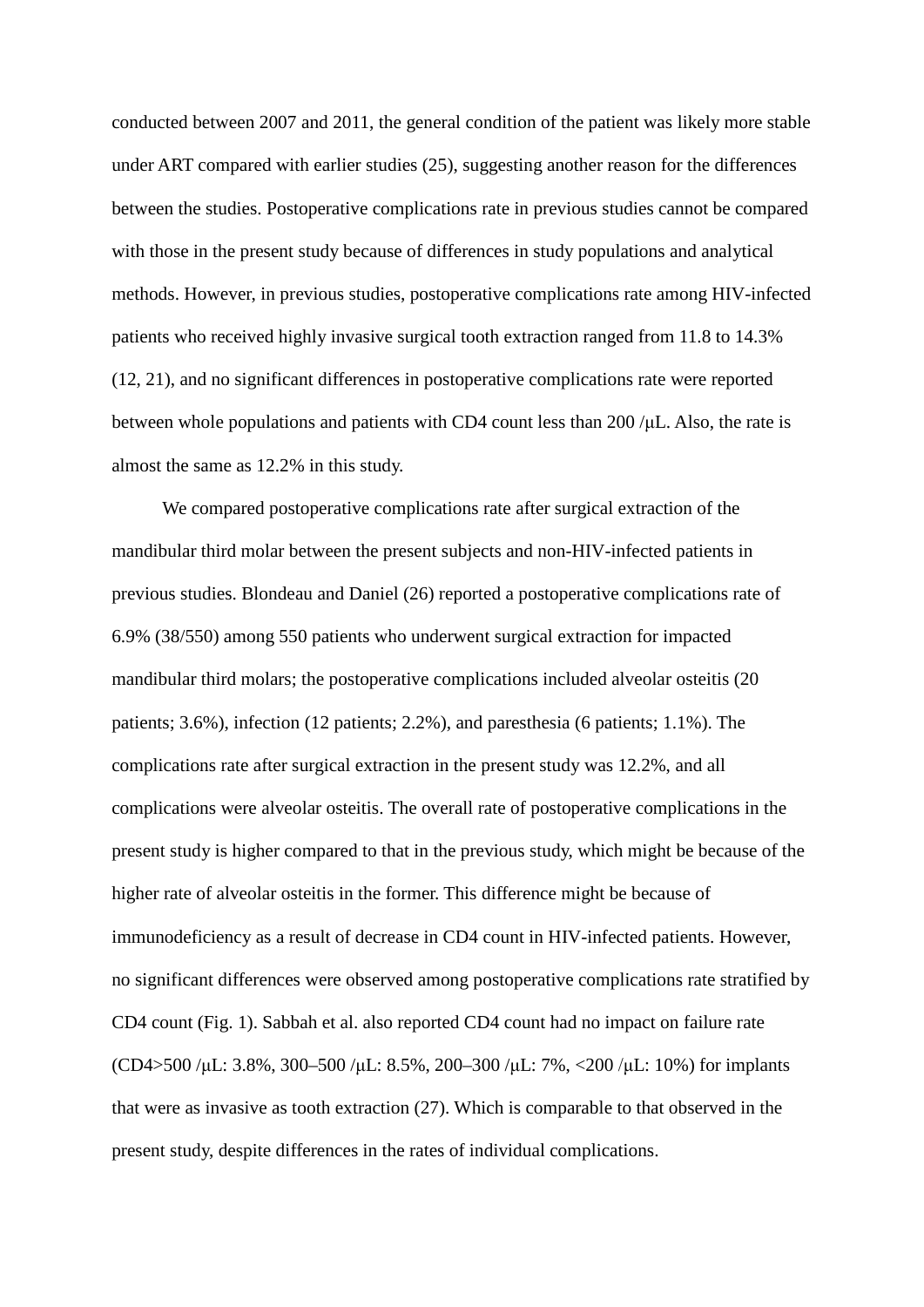conducted between 2007 and 2011, the general condition of the patient was likely more stable under ART compared with earlier studies (25), suggesting another reason for the differences between the studies. Postoperative complications rate in previous studies cannot be compared with those in the present study because of differences in study populations and analytical methods. However, in previous studies, postoperative complications rate among HIV-infected patients who received highly invasive surgical tooth extraction ranged from 11.8 to 14.3% (12, 21), and no significant differences in postoperative complications rate were reported between whole populations and patients with CD4 count less than 200 /μL. Also, the rate is almost the same as 12.2% in this study.

We compared postoperative complications rate after surgical extraction of the mandibular third molar between the present subjects and non-HIV-infected patients in previous studies. Blondeau and Daniel (26) reported a postoperative complications rate of 6.9% (38/550) among 550 patients who underwent surgical extraction for impacted mandibular third molars; the postoperative complications included alveolar osteitis (20 patients; 3.6%), infection (12 patients; 2.2%), and paresthesia (6 patients; 1.1%). The complications rate after surgical extraction in the present study was 12.2%, and all complications were alveolar osteitis. The overall rate of postoperative complications in the present study is higher compared to that in the previous study, which might be because of the higher rate of alveolar osteitis in the former. This difference might be because of immunodeficiency as a result of decrease in CD4 count in HIV-infected patients. However, no significant differences were observed among postoperative complications rate stratified by CD4 count (Fig. 1). Sabbah et al. also reported CD4 count had no impact on failure rate (CD4>500 /μL: 3.8%, 300–500 /μL: 8.5%, 200–300 /μL: 7%, <200 /μL: 10%) for implants that were as invasive as tooth extraction (27). Which is comparable to that observed in the present study, despite differences in the rates of individual complications.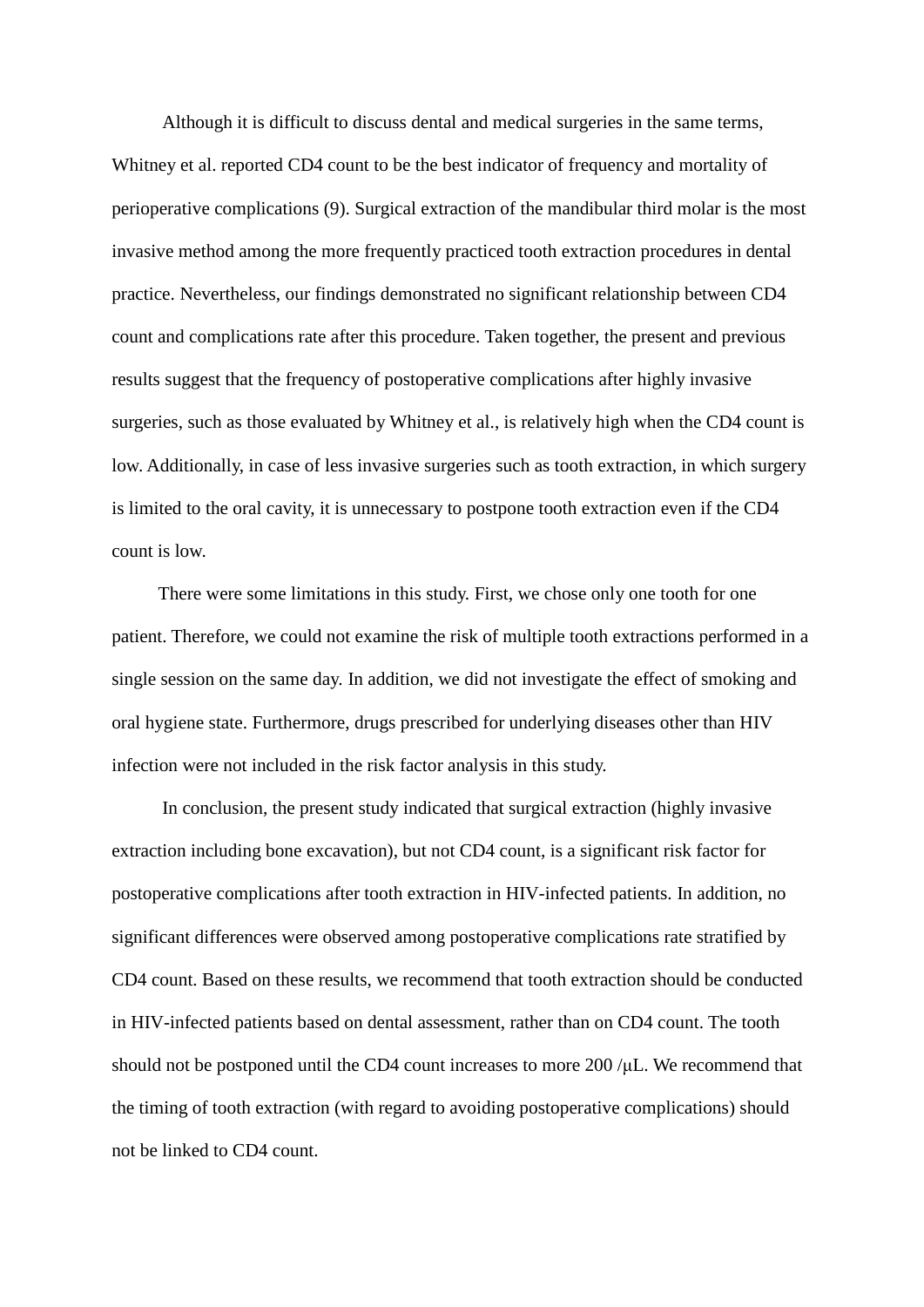Although it is difficult to discuss dental and medical surgeries in the same terms, Whitney et al. reported CD4 count to be the best indicator of frequency and mortality of perioperative complications (9). Surgical extraction of the mandibular third molar is the most invasive method among the more frequently practiced tooth extraction procedures in dental practice. Nevertheless, our findings demonstrated no significant relationship between CD4 count and complications rate after this procedure. Taken together, the present and previous results suggest that the frequency of postoperative complications after highly invasive surgeries, such as those evaluated by Whitney et al., is relatively high when the CD4 count is low. Additionally, in case of less invasive surgeries such as tooth extraction, in which surgery is limited to the oral cavity, it is unnecessary to postpone tooth extraction even if the CD4 count is low.

There were some limitations in this study. First, we chose only one tooth for one patient. Therefore, we could not examine the risk of multiple tooth extractions performed in a single session on the same day. In addition, we did not investigate the effect of smoking and oral hygiene state. Furthermore, drugs prescribed for underlying diseases other than HIV infection were not included in the risk factor analysis in this study.

In conclusion, the present study indicated that surgical extraction (highly invasive extraction including bone excavation), but not CD4 count, is a significant risk factor for postoperative complications after tooth extraction in HIV-infected patients. In addition, no significant differences were observed among postoperative complications rate stratified by CD4 count. Based on these results, we recommend that tooth extraction should be conducted in HIV-infected patients based on dental assessment, rather than on CD4 count. The tooth should not be postponed until the CD4 count increases to more 200 /μL. We recommend that the timing of tooth extraction (with regard to avoiding postoperative complications) should not be linked to CD4 count.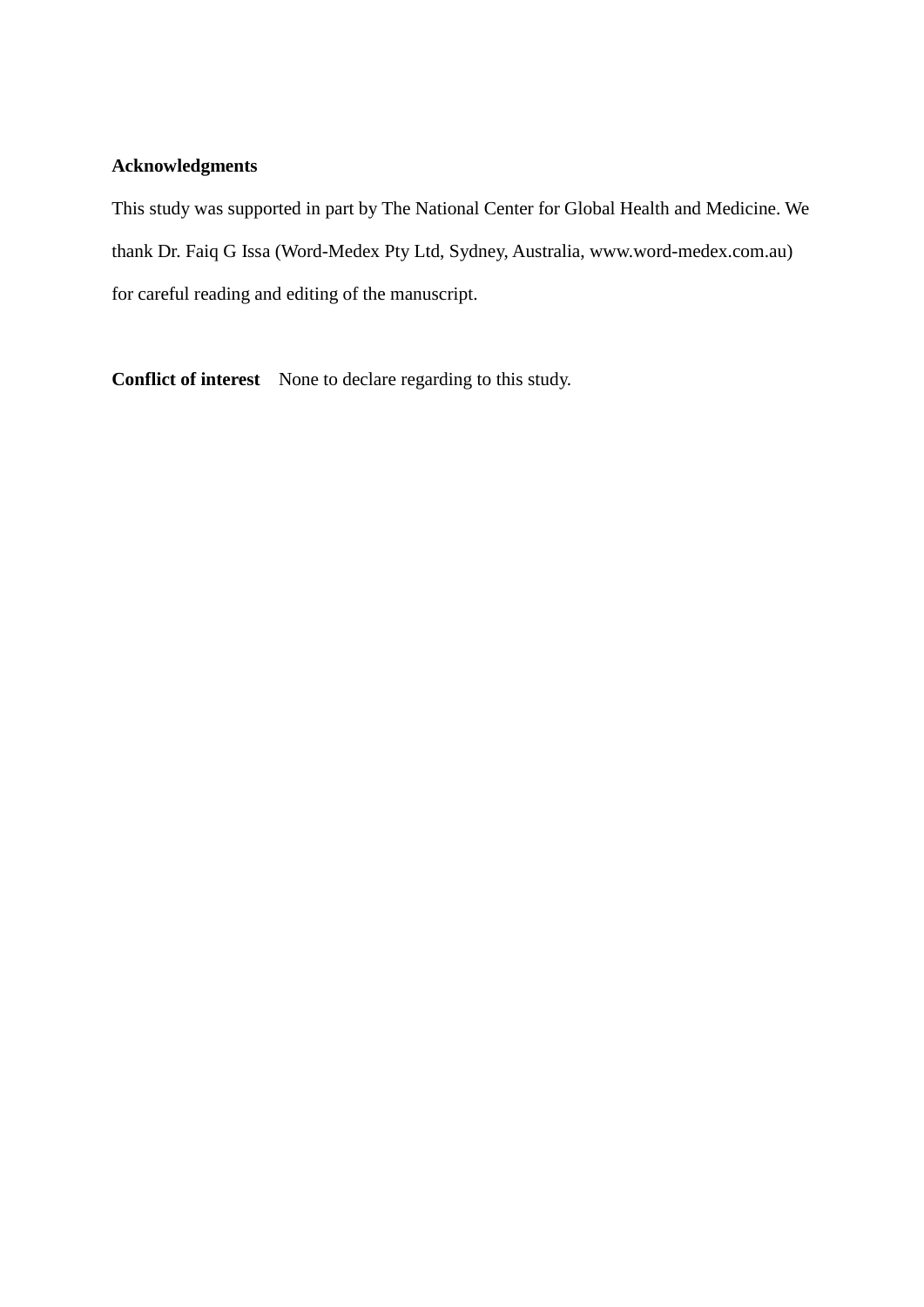**Acknowledgments**

This study was supported in part by The National Center for Global Health and Medicine. We thank Dr. Faiq G Issa (Word-Medex Pty Ltd, Sydney, Australia, www.word-medex.com.au) for careful reading and editing of the manuscript.

**Conflict of interest** None to declare regarding to this study.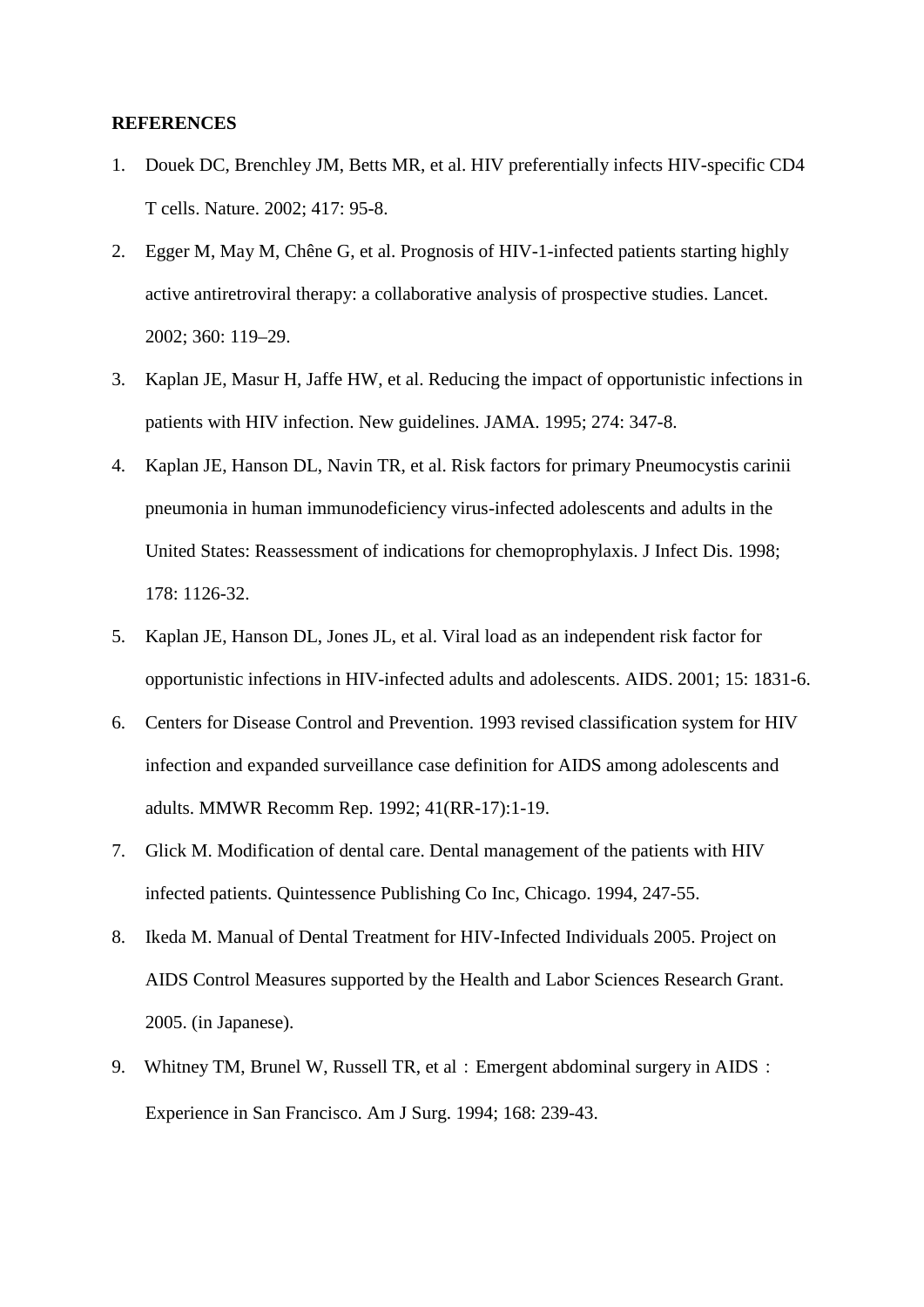**REFERENCES**

1. Douek DC, Brenchley JM, Betts MR, et al. HIV preferentially infects HIV-specific CD4 T cells. Nature. 2002; 417: 95-8.
2. Egger M, May M, Chêne G, et al. Prognosis of HIV-1-infected patients starting highly active antiretroviral therapy: a collaborative analysis of prospective studies. Lancet. 2002; 360: 119–29.
3. Kaplan JE, Masur H, Jaffe HW, et al. Reducing the impact of opportunistic infections in patients with HIV infection. New guidelines. JAMA. 1995; 274: 347-8.
4. Kaplan JE, Hanson DL, Navin TR, et al. Risk factors for primary Pneumocystis carinii pneumonia in human immunodeficiency virus-infected adolescents and adults in the United States: Reassessment of indications for chemoprophylaxis. J Infect Dis. 1998; 178: 1126-32.
5. Kaplan JE, Hanson DL, Jones JL, et al. Viral load as an independent risk factor for opportunistic infections in HIV-infected adults and adolescents. AIDS. 2001; 15: 1831-6.
6. Centers for Disease Control and Prevention. 1993 revised classification system for HIV infection and expanded surveillance case definition for AIDS among adolescents and adults. MMWR Recomm Rep. 1992; 41(RR-17):1-19.
7. Glick M. Modification of dental care. Dental management of the patients with HIV infected patients. Quintessence Publishing Co Inc, Chicago. 1994, 247-55.
8. Ikeda M. Manual of Dental Treatment for HIV-Infected Individuals 2005. Project on AIDS Control Measures supported by the Health and Labor Sciences Research Grant. 2005. (in Japanese).
9. Whitney TM, Brunel W, Russell TR, et al：Emergent abdominal surgery in AIDS：Experience in San Francisco. Am J Surg. 1994; 168: 239-43.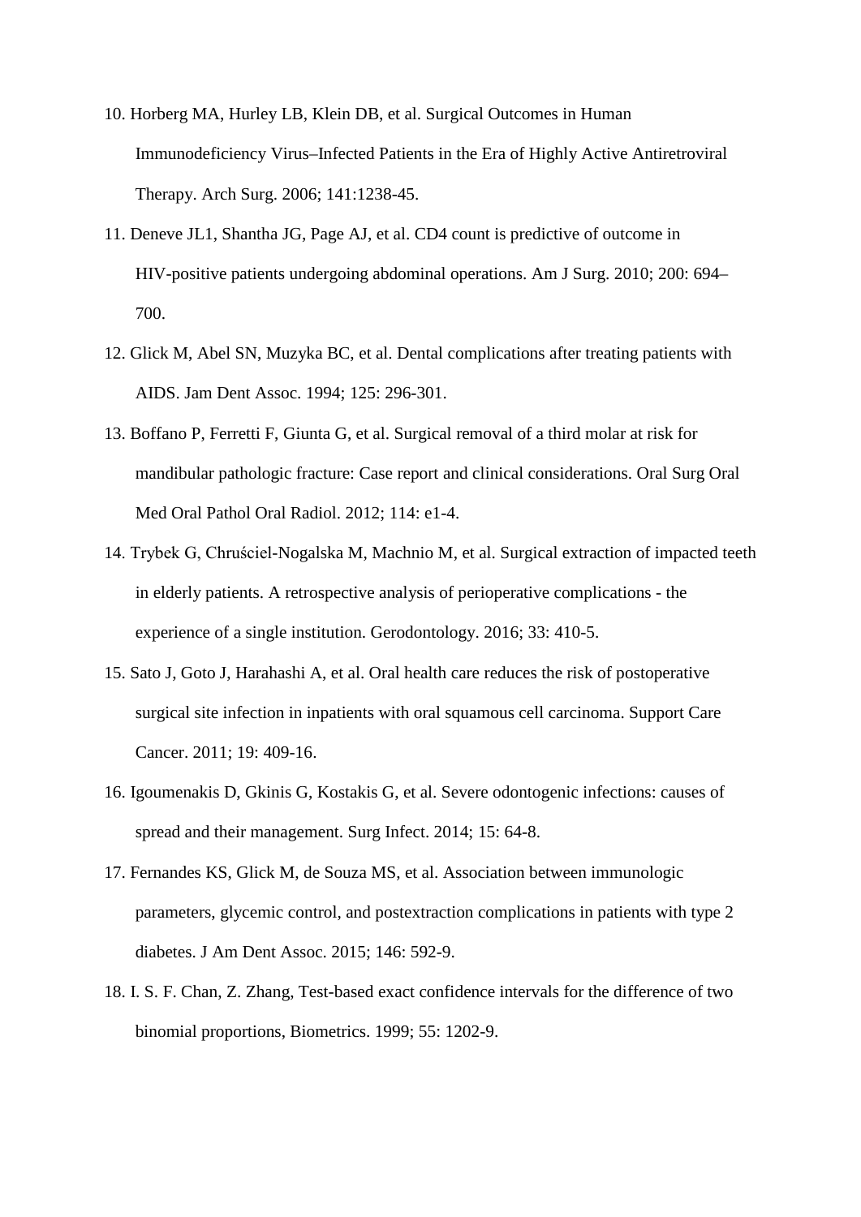10. Horberg MA, Hurley LB, Klein DB, et al. Surgical Outcomes in Human Immunodeficiency Virus–Infected Patients in the Era of Highly Active Antiretroviral Therapy. Arch Surg. 2006; 141:1238-45.
11. Deneve JL1, Shantha JG, Page AJ, et al. CD4 count is predictive of outcome in HIV-positive patients undergoing abdominal operations. Am J Surg. 2010; 200: 694–700.
12. Glick M, Abel SN, Muzyka BC, et al. Dental complications after treating patients with AIDS. Jam Dent Assoc. 1994; 125: 296-301.
13. Boffano P, Ferretti F, Giunta G, et al. Surgical removal of a third molar at risk for mandibular pathologic fracture: Case report and clinical considerations. Oral Surg Oral Med Oral Pathol Oral Radiol. 2012; 114: e1-4.
14. Trybek G, Chruściel-Nogalska M, Machnio M, et al. Surgical extraction of impacted teeth in elderly patients. A retrospective analysis of perioperative complications - the experience of a single institution. Gerodontology. 2016; 33: 410-5.
15. Sato J, Goto J, Harahashi A, et al. Oral health care reduces the risk of postoperative surgical site infection in inpatients with oral squamous cell carcinoma. Support Care Cancer. 2011; 19: 409-16.
16. Igoumenakis D, Gkinis G, Kostakis G, et al. Severe odontogenic infections: causes of spread and their management. Surg Infect. 2014; 15: 64-8.
17. Fernandes KS, Glick M, de Souza MS, et al. Association between immunologic parameters, glycemic control, and postextraction complications in patients with type 2 diabetes. J Am Dent Assoc. 2015; 146: 592-9.
18. I. S. F. Chan, Z. Zhang, Test-based exact confidence intervals for the difference of two binomial proportions, Biometrics. 1999; 55: 1202-9.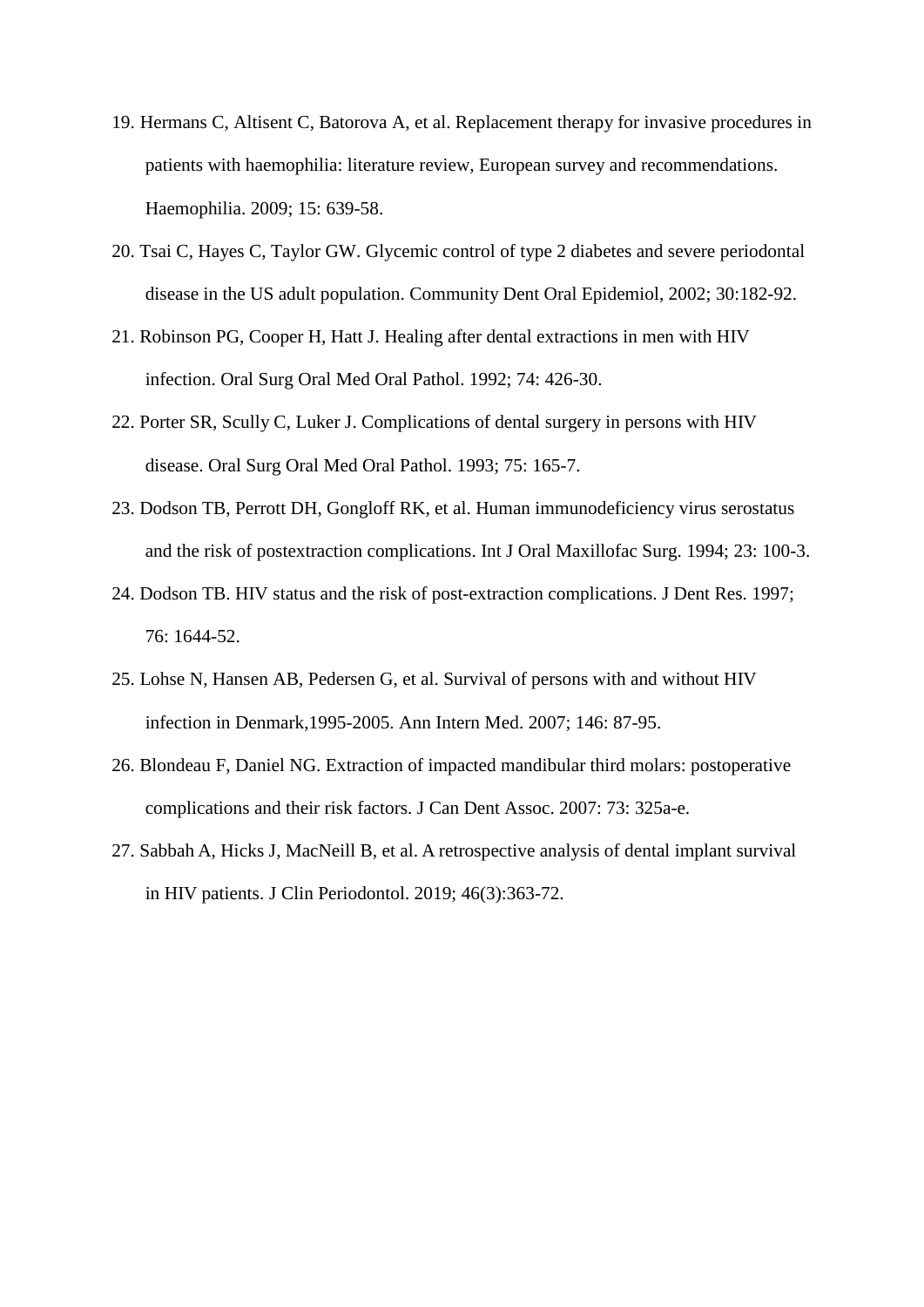19. Hermans C, Altisent C, Batorova A, et al. Replacement therapy for invasive procedures in patients with haemophilia: literature review, European survey and recommendations. Haemophilia. 2009; 15: 639-58.
20. Tsai C, Hayes C, Taylor GW. Glycemic control of type 2 diabetes and severe periodontal disease in the US adult population. Community Dent Oral Epidemiol, 2002; 30:182-92.
21. Robinson PG, Cooper H, Hatt J. Healing after dental extractions in men with HIV infection. Oral Surg Oral Med Oral Pathol. 1992; 74: 426-30.
22. Porter SR, Scully C, Luker J. Complications of dental surgery in persons with HIV disease. Oral Surg Oral Med Oral Pathol. 1993; 75: 165-7.
23. Dodson TB, Perrott DH, Gongloff RK, et al. Human immunodeficiency virus serostatus and the risk of postextraction complications. Int J Oral Maxillofac Surg. 1994; 23: 100-3.
24. Dodson TB. HIV status and the risk of post-extraction complications. J Dent Res. 1997; 76: 1644-52.
25. Lohse N, Hansen AB, Pedersen G, et al. Survival of persons with and without HIV infection in Denmark,1995-2005. Ann Intern Med. 2007; 146: 87-95.
26. Blondeau F, Daniel NG. Extraction of impacted mandibular third molars: postoperative complications and their risk factors. J Can Dent Assoc. 2007: 73: 325a-e.
27. Sabbah A, Hicks J, MacNeill B, et al. A retrospective analysis of dental implant survival in HIV patients. J Clin Periodontol. 2019; 46(3):363-72.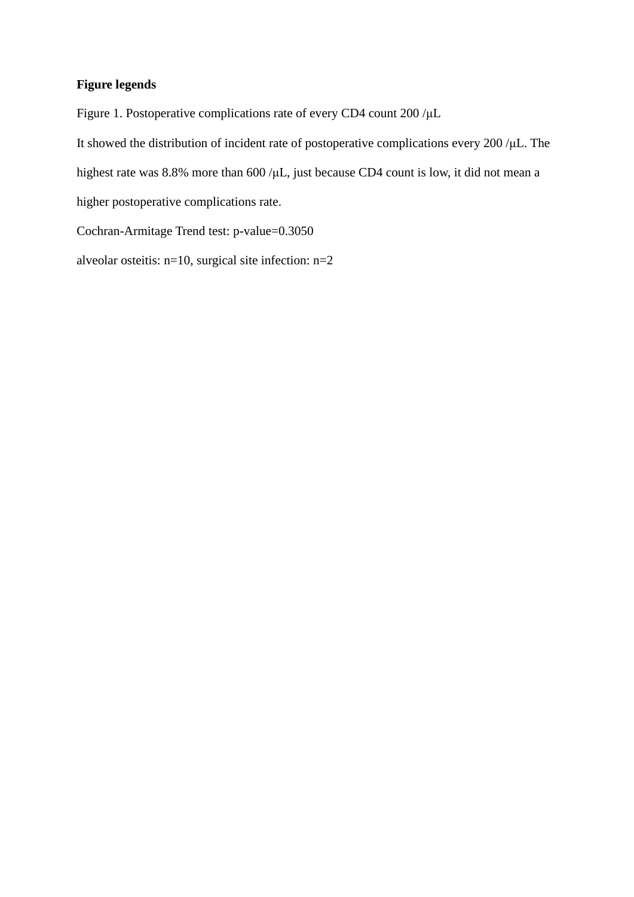**Figure legends**

Figure 1. Postoperative complications rate of every CD4 count 200 /μL

It showed the distribution of incident rate of postoperative complications every 200 /μL. The highest rate was 8.8% more than 600 /μL, just because CD4 count is low, it did not mean a higher postoperative complications rate.

Cochran-Armitage Trend test: p-value=0.3050

alveolar osteitis: n=10, surgical site infection: n=2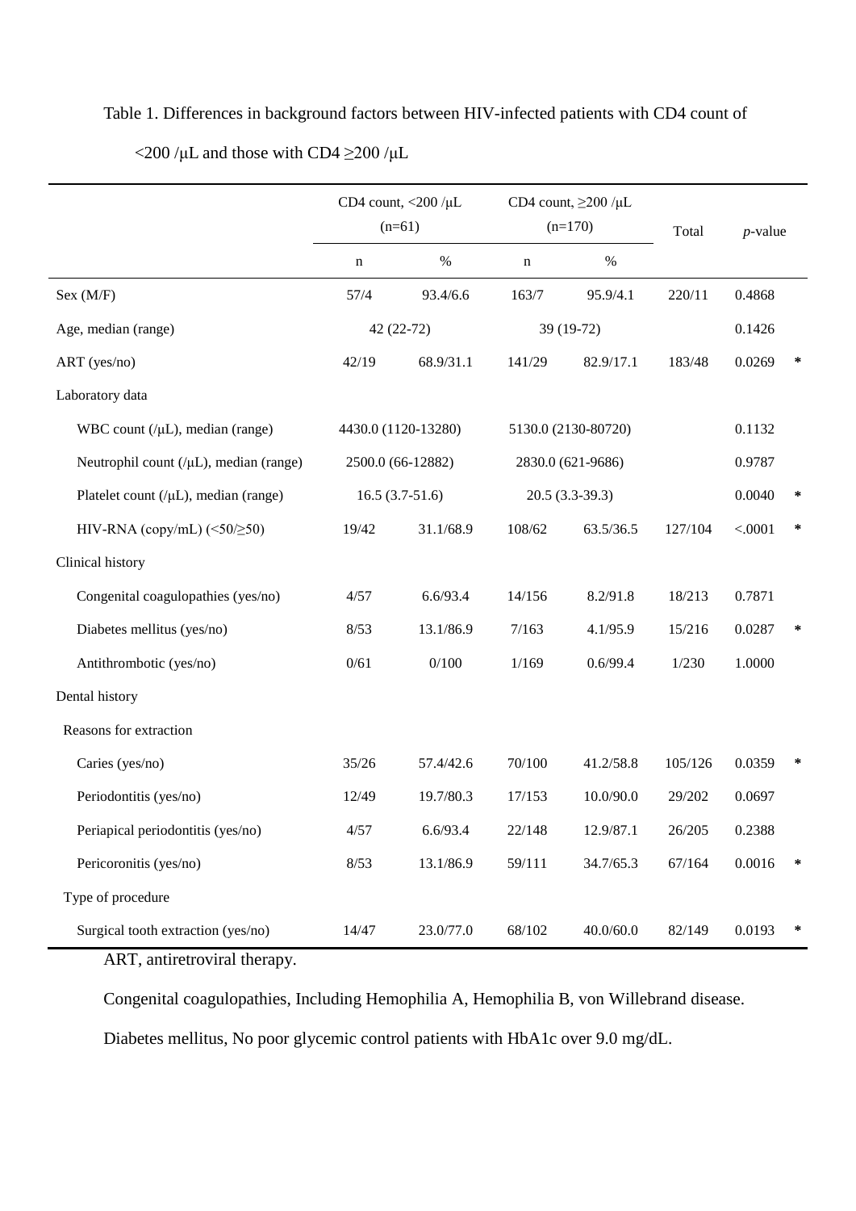Table 1. Differences in background factors between HIV-infected patients with CD4 count of <200 /μL and those with CD4 ≥200 /μL

| | CD4 count, <200 /μL (n=61) | | CD4 count, ≥200 /μL (n=170) | | Total | *p*-value | |
|---|---|---|---|---|---|---|---|
| | n | % | n | % | | | |
| Sex (M/F) | 57/4 | 93.4/6.6 | 163/7 | 95.9/4.1 | 220/11 | 0.4868 | |
| Age, median (range) | 42 (22-72) | | 39 (19-72) | | | 0.1426 | |
| ART (yes/no) | 42/19 | 68.9/31.1 | 141/29 | 82.9/17.1 | 183/48 | 0.0269 | * |
| Laboratory data | | | | | | | |
| WBC count (/μL), median (range) | 4430.0 (1120-13280) | | 5130.0 (2130-80720) | | | 0.1132 | |
| Neutrophil count (/μL), median (range) | 2500.0 (66-12882) | | 2830.0 (621-9686) | | | 0.9787 | |
| Platelet count (/μL), median (range) | 16.5 (3.7-51.6) | | 20.5 (3.3-39.3) | | | 0.0040 | * |
| HIV-RNA (copy/mL) (<50/≥50) | 19/42 | 31.1/68.9 | 108/62 | 63.5/36.5 | 127/104 | <.0001 | * |
| Clinical history | | | | | | | |
| Congenital coagulopathies (yes/no) | 4/57 | 6.6/93.4 | 14/156 | 8.2/91.8 | 18/213 | 0.7871 | |
| Diabetes mellitus (yes/no) | 8/53 | 13.1/86.9 | 7/163 | 4.1/95.9 | 15/216 | 0.0287 | * |
| Antithrombotic (yes/no) | 0/61 | 0/100 | 1/169 | 0.6/99.4 | 1/230 | 1.0000 | |
| Dental history | | | | | | | |
| Reasons for extraction | | | | | | | |
| Caries (yes/no) | 35/26 | 57.4/42.6 | 70/100 | 41.2/58.8 | 105/126 | 0.0359 | * |
| Periodontitis (yes/no) | 12/49 | 19.7/80.3 | 17/153 | 10.0/90.0 | 29/202 | 0.0697 | |
| Periapical periodontitis (yes/no) | 4/57 | 6.6/93.4 | 22/148 | 12.9/87.1 | 26/205 | 0.2388 | |
| Pericoronitis (yes/no) | 8/53 | 13.1/86.9 | 59/111 | 34.7/65.3 | 67/164 | 0.0016 | * |
| Type of procedure | | | | | | | |
| Surgical tooth extraction (yes/no) | 14/47 | 23.0/77.0 | 68/102 | 40.0/60.0 | 82/149 | 0.0193 | * |

ART, antiretroviral therapy.

Congenital coagulopathies, Including Hemophilia A, Hemophilia B, von Willebrand disease.

Diabetes mellitus, No poor glycemic control patients with HbA1c over 9.0 mg/dL.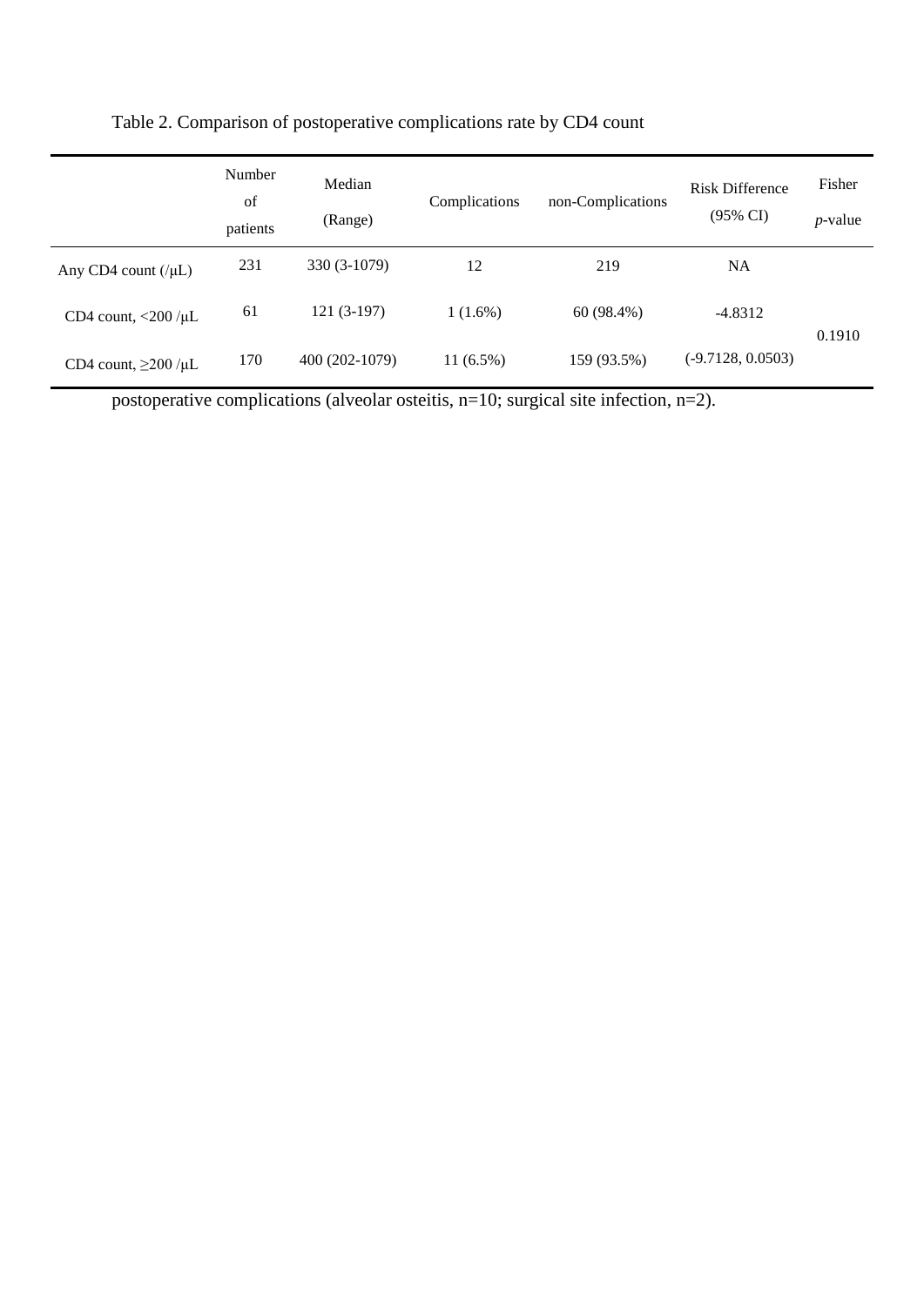Table 2. Comparison of postoperative complications rate by CD4 count

|  | Number of patients | Median (Range) | Complications | non-Complications | Risk Difference (95% CI) | Fisher *p*-value |
|---|---|---|---|---|---|---|
| Any CD4 count (/μL) | 231 | 330 (3-1079) | 12 | 219 | NA |  |
| CD4 count, <200 /μL | 61 | 121 (3-197) | 1 (1.6%) | 60 (98.4%) | -4.8312 | 0.1910 |
| CD4 count, ≥200 /μL | 170 | 400 (202-1079) | 11 (6.5%) | 159 (93.5%) | (-9.7128, 0.0503) |  |

postoperative complications (alveolar osteitis, n=10; surgical site infection, n=2).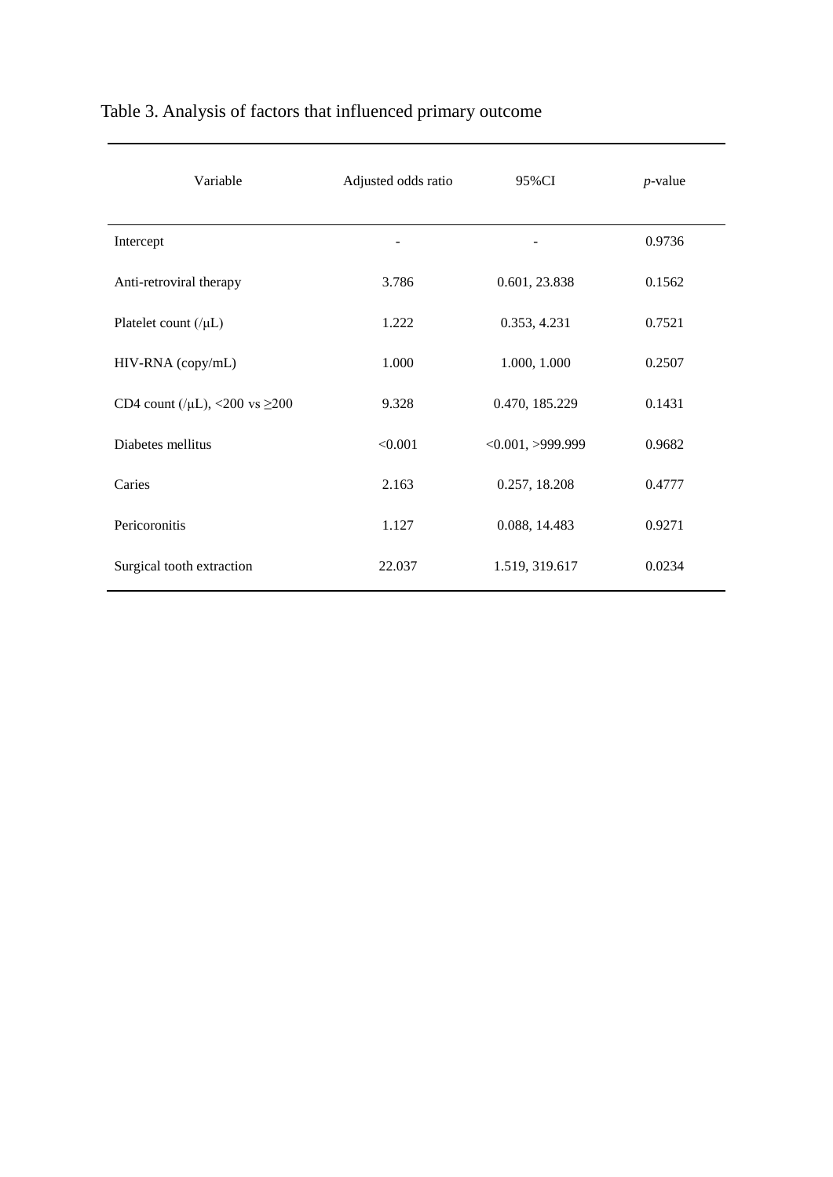Table 3. Analysis of factors that influenced primary outcome

| Variable | Adjusted odds ratio | 95%CI | *p*-value |
| --- | --- | --- | --- |
| Intercept | - | - | 0.9736 |
| Anti-retroviral therapy | 3.786 | 0.601, 23.838 | 0.1562 |
| Platelet count (/μL) | 1.222 | 0.353, 4.231 | 0.7521 |
| HIV-RNA (copy/mL) | 1.000 | 1.000, 1.000 | 0.2507 |
| CD4 count (/μL), <200 vs ≥200 | 9.328 | 0.470, 185.229 | 0.1431 |
| Diabetes mellitus | <0.001 | <0.001, >999.999 | 0.9682 |
| Caries | 2.163 | 0.257, 18.208 | 0.4777 |
| Pericoronitis | 1.127 | 0.088, 14.483 | 0.9271 |
| Surgical tooth extraction | 22.037 | 1.519, 319.617 | 0.0234 |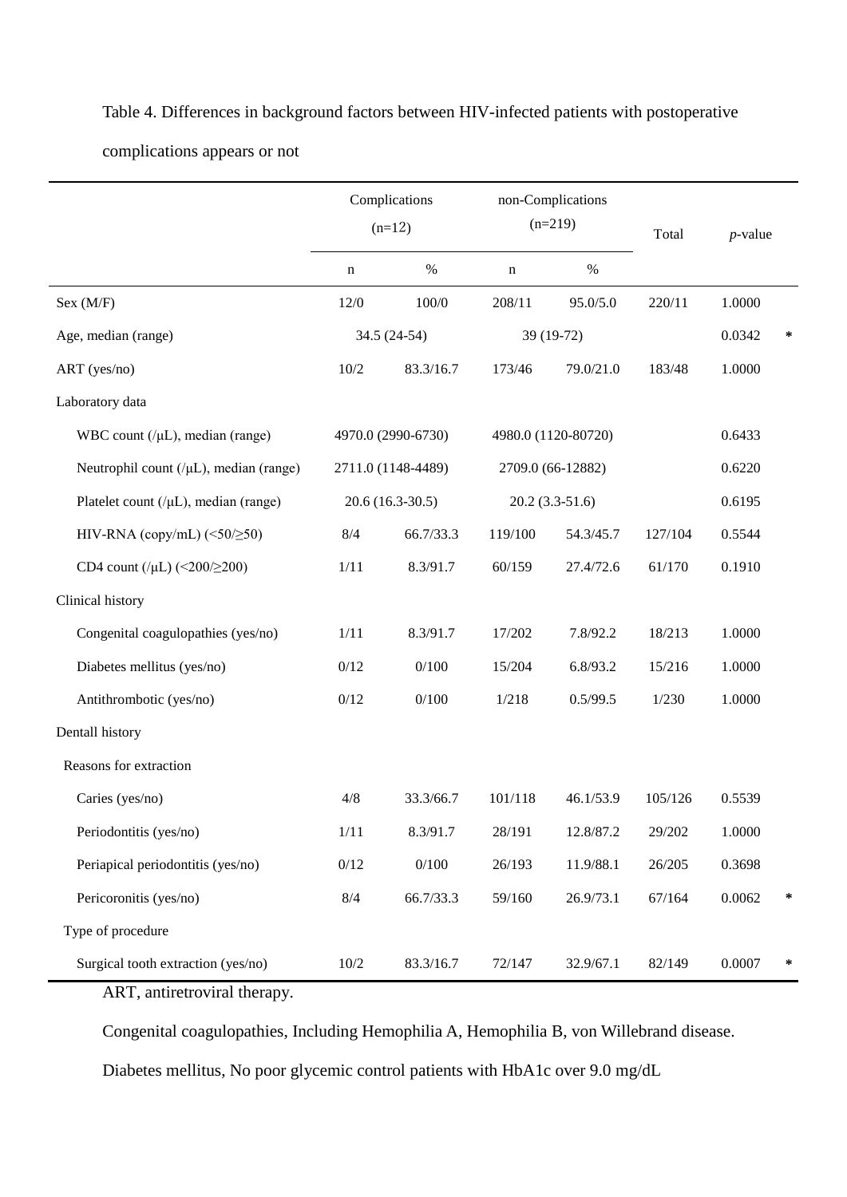Table 4. Differences in background factors between HIV-infected patients with postoperative complications appears or not

| | Complications (n=12) | | non-Complications (n=219) | | Total | *p*-value | |
|---|---|---|---|---|---|---|---|
| | n | % | n | % | | | |
| Sex (M/F) | 12/0 | 100/0 | 208/11 | 95.0/5.0 | 220/11 | 1.0000 | |
| Age, median (range) | 34.5 (24-54) | | 39 (19-72) | | | 0.0342 | * |
| ART (yes/no) | 10/2 | 83.3/16.7 | 173/46 | 79.0/21.0 | 183/48 | 1.0000 | |
| Laboratory data | | | | | | | |
| WBC count (/μL), median (range) | 4970.0 (2990-6730) | | 4980.0 (1120-80720) | | | 0.6433 | |
| Neutrophil count (/μL), median (range) | 2711.0 (1148-4489) | | 2709.0 (66-12882) | | | 0.6220 | |
| Platelet count (/μL), median (range) | 20.6 (16.3-30.5) | | 20.2 (3.3-51.6) | | | 0.6195 | |
| HIV-RNA (copy/mL) (<50/≥50) | 8/4 | 66.7/33.3 | 119/100 | 54.3/45.7 | 127/104 | 0.5544 | |
| CD4 count (/μL) (<200/≥200) | 1/11 | 8.3/91.7 | 60/159 | 27.4/72.6 | 61/170 | 0.1910 | |
| Clinical history | | | | | | | |
| Congenital coagulopathies (yes/no) | 1/11 | 8.3/91.7 | 17/202 | 7.8/92.2 | 18/213 | 1.0000 | |
| Diabetes mellitus (yes/no) | 0/12 | 0/100 | 15/204 | 6.8/93.2 | 15/216 | 1.0000 | |
| Antithrombotic (yes/no) | 0/12 | 0/100 | 1/218 | 0.5/99.5 | 1/230 | 1.0000 | |
| Dentall history | | | | | | | |
| Reasons for extraction | | | | | | | |
| Caries (yes/no) | 4/8 | 33.3/66.7 | 101/118 | 46.1/53.9 | 105/126 | 0.5539 | |
| Periodontitis (yes/no) | 1/11 | 8.3/91.7 | 28/191 | 12.8/87.2 | 29/202 | 1.0000 | |
| Periapical periodontitis (yes/no) | 0/12 | 0/100 | 26/193 | 11.9/88.1 | 26/205 | 0.3698 | |
| Pericoronitis (yes/no) | 8/4 | 66.7/33.3 | 59/160 | 26.9/73.1 | 67/164 | 0.0062 | * |
| Type of procedure | | | | | | | |
| Surgical tooth extraction (yes/no) | 10/2 | 83.3/16.7 | 72/147 | 32.9/67.1 | 82/149 | 0.0007 | * |

ART, antiretroviral therapy.

Congenital coagulopathies, Including Hemophilia A, Hemophilia B, von Willebrand disease.

Diabetes mellitus, No poor glycemic control patients with HbA1c over 9.0 mg/dL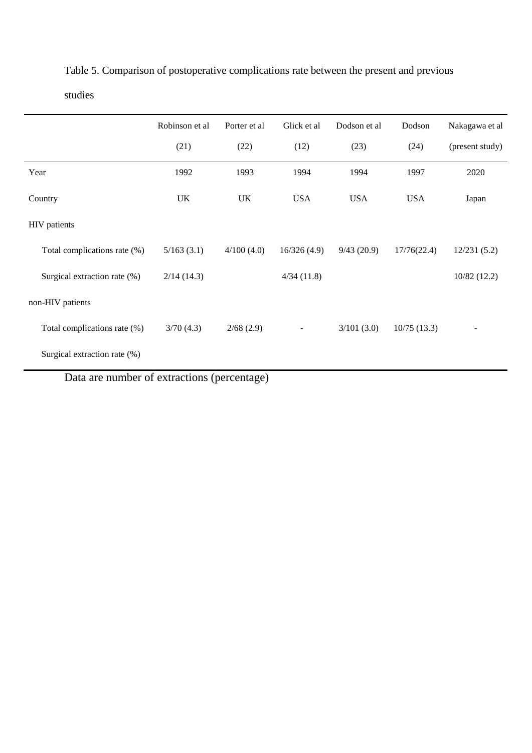Table 5. Comparison of postoperative complications rate between the present and previous studies

| | Robinson et al (21) | Porter et al (22) | Glick et al (12) | Dodson et al (23) | Dodson (24) | Nakagawa et al (present study) |
|---|---|---|---|---|---|---|
| Year | 1992 | 1993 | 1994 | 1994 | 1997 | 2020 |
| Country | UK | UK | USA | USA | USA | Japan |
| HIV patients | | | | | | |
| Total complications rate (%) | 5/163 (3.1) | 4/100 (4.0) | 16/326 (4.9) | 9/43 (20.9) | 17/76(22.4) | 12/231 (5.2) |
| Surgical extraction rate (%) | 2/14 (14.3) | | 4/34 (11.8) | | | 10/82 (12.2) |
| non-HIV patients | | | | | | |
| Total complications rate (%) | 3/70 (4.3) | 2/68 (2.9) | - | 3/101 (3.0) | 10/75 (13.3) | - |
| Surgical extraction rate (%) | | | | | | |

Data are number of extractions (percentage)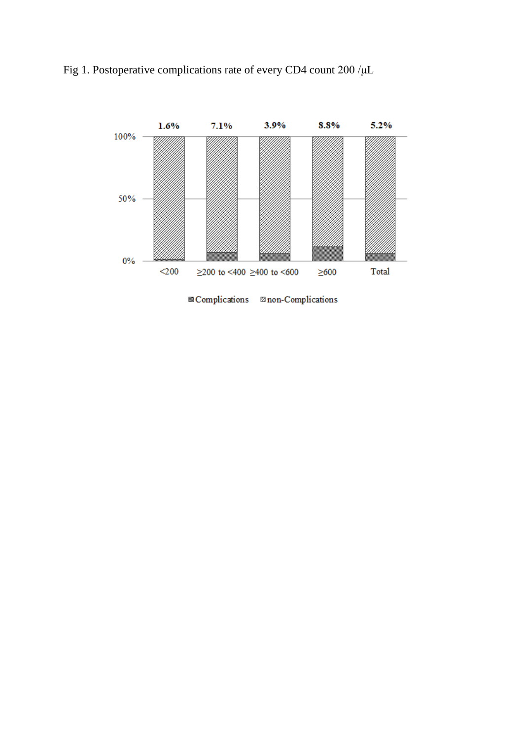Fig 1. Postoperative complications rate of every CD4 count 200 /μL

1.6%
7.1%
3.9%
8.8%
5.2%

100%
50%
0%

<200
≥200 to <400
≥400 to <600
≥600
Total

Complications
non-Complications